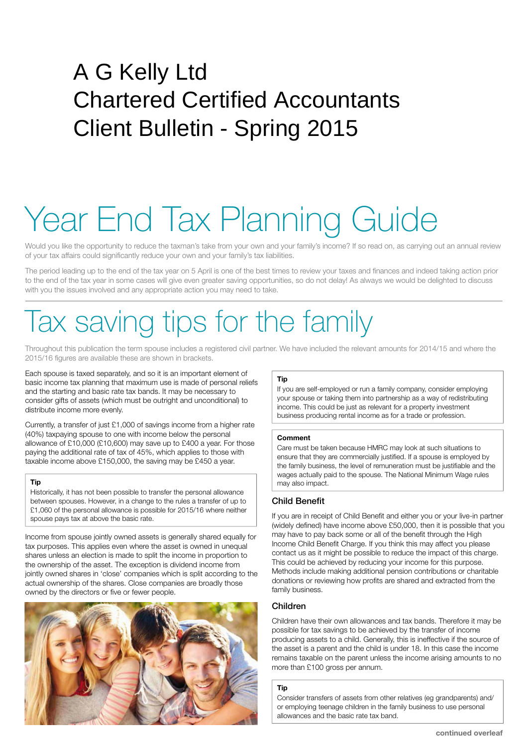# A G Kelly Ltd
# Chartered Certified Accountants
# Client Bulletin - Spring 2015

# Year End Tax Planning Guide

Would you like the opportunity to reduce the taxman's take from your own and your family's income? If so read on, as carrying out an annual review of your tax affairs could significantly reduce your own and your family's tax liabilities.

The period leading up to the end of the tax year on 5 April is one of the best times to review your taxes and finances and indeed taking action prior to the end of the tax year in some cases will give even greater saving opportunities, so do not delay! As always we would be delighted to discuss with you the issues involved and any appropriate action you may need to take.

## Tax saving tips for the family

Throughout this publication the term spouse includes a registered civil partner. We have included the relevant amounts for 2014/15 and where the 2015/16 figures are available these are shown in brackets.

Each spouse is taxed separately, and so it is an important element of basic income tax planning that maximum use is made of personal reliefs and the starting and basic rate tax bands. It may be necessary to consider gifts of assets (which must be outright and unconditional) to distribute income more evenly.

Currently, a transfer of just £1,000 of savings income from a higher rate (40%) taxpaying spouse to one with income below the personal allowance of £10,000 (£10,600) may save up to £400 a year. For those paying the additional rate of tax of 45%, which applies to those with taxable income above £150,000, the saving may be £450 a year.

> **Tip**
>
> Historically, it has not been possible to transfer the personal allowance between spouses. However, in a change to the rules a transfer of up to £1,060 of the personal allowance is possible for 2015/16 where neither spouse pays tax at above the basic rate.

Income from spouse jointly owned assets is generally shared equally for tax purposes. This applies even where the asset is owned in unequal shares unless an election is made to split the income in proportion to the ownership of the asset. The exception is dividend income from jointly owned shares in 'close' companies which is split according to the actual ownership of the shares. Close companies are broadly those owned by the directors or five or fewer people.

> **Tip**
>
> If you are self-employed or run a family company, consider employing your spouse or taking them into partnership as a way of redistributing income. This could be just as relevant for a property investment business producing rental income as for a trade or profession.

> **Comment**
>
> Care must be taken because HMRC may look at such situations to ensure that they are commercially justified. If a spouse is employed by the family business, the level of remuneration must be justifiable and the wages actually paid to the spouse. The National Minimum Wage rules may also impact.

### Child Benefit

If you are in receipt of Child Benefit and either you or your live-in partner (widely defined) have income above £50,000, then it is possible that you may have to pay back some or all of the benefit through the High Income Child Benefit Charge. If you think this may affect you please contact us as it might be possible to reduce the impact of this charge. This could be achieved by reducing your income for this purpose. Methods include making additional pension contributions or charitable donations or reviewing how profits are shared and extracted from the family business.

### Children

Children have their own allowances and tax bands. Therefore it may be possible for tax savings to be achieved by the transfer of income producing assets to a child. Generally, this is ineffective if the source of the asset is a parent and the child is under 18. In this case the income remains taxable on the parent unless the income arising amounts to no more than £100 gross per annum.

> **Tip**
>
> Consider transfers of assets from other relatives (eg grandparents) and/or employing teenage children in the family business to use personal allowances and the basic rate tax band.

continued overleaf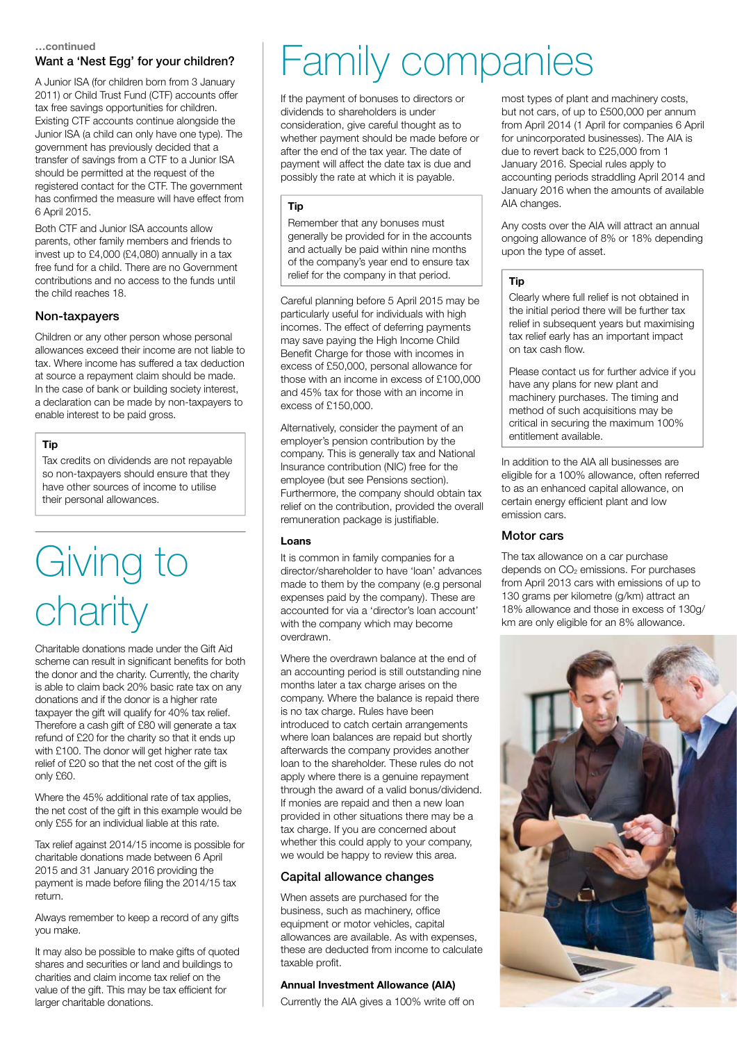…continued

### Want a 'Nest Egg' for your children?

A Junior ISA (for children born from 3 January 2011) or Child Trust Fund (CTF) accounts offer tax free savings opportunities for children. Existing CTF accounts continue alongside the Junior ISA (a child can only have one type). The government has previously decided that a transfer of savings from a CTF to a Junior ISA should be permitted at the request of the registered contact for the CTF. The government has confirmed the measure will have effect from 6 April 2015.

Both CTF and Junior ISA accounts allow parents, other family members and friends to invest up to £4,000 (£4,080) annually in a tax free fund for a child. There are no Government contributions and no access to the funds until the child reaches 18.

### Non-taxpayers

Children or any other person whose personal allowances exceed their income are not liable to tax. Where income has suffered a tax deduction at source a repayment claim should be made. In the case of bank or building society interest, a declaration can be made by non-taxpayers to enable interest to be paid gross.

> **Tip**
>
> Tax credits on dividends are not repayable so non-taxpayers should ensure that they have other sources of income to utilise their personal allowances.

# Giving to charity

Charitable donations made under the Gift Aid scheme can result in significant benefits for both the donor and the charity. Currently, the charity is able to claim back 20% basic rate tax on any donations and if the donor is a higher rate taxpayer the gift will qualify for 40% tax relief. Therefore a cash gift of £80 will generate a tax refund of £20 for the charity so that it ends up with £100. The donor will get higher rate tax relief of £20 so that the net cost of the gift is only £60.

Where the 45% additional rate of tax applies, the net cost of the gift in this example would be only £55 for an individual liable at this rate.

Tax relief against 2014/15 income is possible for charitable donations made between 6 April 2015 and 31 January 2016 providing the payment is made before filing the 2014/15 tax return.

Always remember to keep a record of any gifts you make.

It may also be possible to make gifts of quoted shares and securities or land and buildings to charities and claim income tax relief on the value of the gift. This may be tax efficient for larger charitable donations.

# Family companies

If the payment of bonuses to directors or dividends to shareholders is under consideration, give careful thought as to whether payment should be made before or after the end of the tax year. The date of payment will affect the date tax is due and possibly the rate at which it is payable.

> **Tip**
>
> Remember that any bonuses must generally be provided for in the accounts and actually be paid within nine months of the company's year end to ensure tax relief for the company in that period.

Careful planning before 5 April 2015 may be particularly useful for individuals with high incomes. The effect of deferring payments may save paying the High Income Child Benefit Charge for those with incomes in excess of £50,000, personal allowance for those with an income in excess of £100,000 and 45% tax for those with an income in excess of £150,000.

Alternatively, consider the payment of an employer's pension contribution by the company. This is generally tax and National Insurance contribution (NIC) free for the employee (but see Pensions section). Furthermore, the company should obtain tax relief on the contribution, provided the overall remuneration package is justifiable.

#### Loans

It is common in family companies for a director/shareholder to have 'loan' advances made to them by the company (e.g personal expenses paid by the company). These are accounted for via a 'director's loan account' with the company which may become overdrawn.

Where the overdrawn balance at the end of an accounting period is still outstanding nine months later a tax charge arises on the company. Where the balance is repaid there is no tax charge. Rules have been introduced to catch certain arrangements where loan balances are repaid but shortly afterwards the company provides another loan to the shareholder. These rules do not apply where there is a genuine repayment through the award of a valid bonus/dividend. If monies are repaid and then a new loan provided in other situations there may be a tax charge. If you are concerned about whether this could apply to your company, we would be happy to review this area.

### Capital allowance changes

When assets are purchased for the business, such as machinery, office equipment or motor vehicles, capital allowances are available. As with expenses, these are deducted from income to calculate taxable profit.

#### Annual Investment Allowance (AIA)

Currently the AIA gives a 100% write off on most types of plant and machinery costs, but not cars, of up to £500,000 per annum from April 2014 (1 April for companies 6 April for unincorporated businesses). The AIA is due to revert back to £25,000 from 1 January 2016. Special rules apply to accounting periods straddling April 2014 and January 2016 when the amounts of available AIA changes.

Any costs over the AIA will attract an annual ongoing allowance of 8% or 18% depending upon the type of asset.

> **Tip**
>
> Clearly where full relief is not obtained in the initial period there will be further tax relief in subsequent years but maximising tax relief early has an important impact on tax cash flow.
>
> Please contact us for further advice if you have any plans for new plant and machinery purchases. The timing and method of such acquisitions may be critical in securing the maximum 100% entitlement available.

In addition to the AIA all businesses are eligible for a 100% allowance, often referred to as an enhanced capital allowance, on certain energy efficient plant and low emission cars.

### Motor cars

The tax allowance on a car purchase depends on $CO_2$ emissions. For purchases from April 2013 cars with emissions of up to 130 grams per kilometre (g/km) attract an 18% allowance and those in excess of 130g/km are only eligible for an 8% allowance.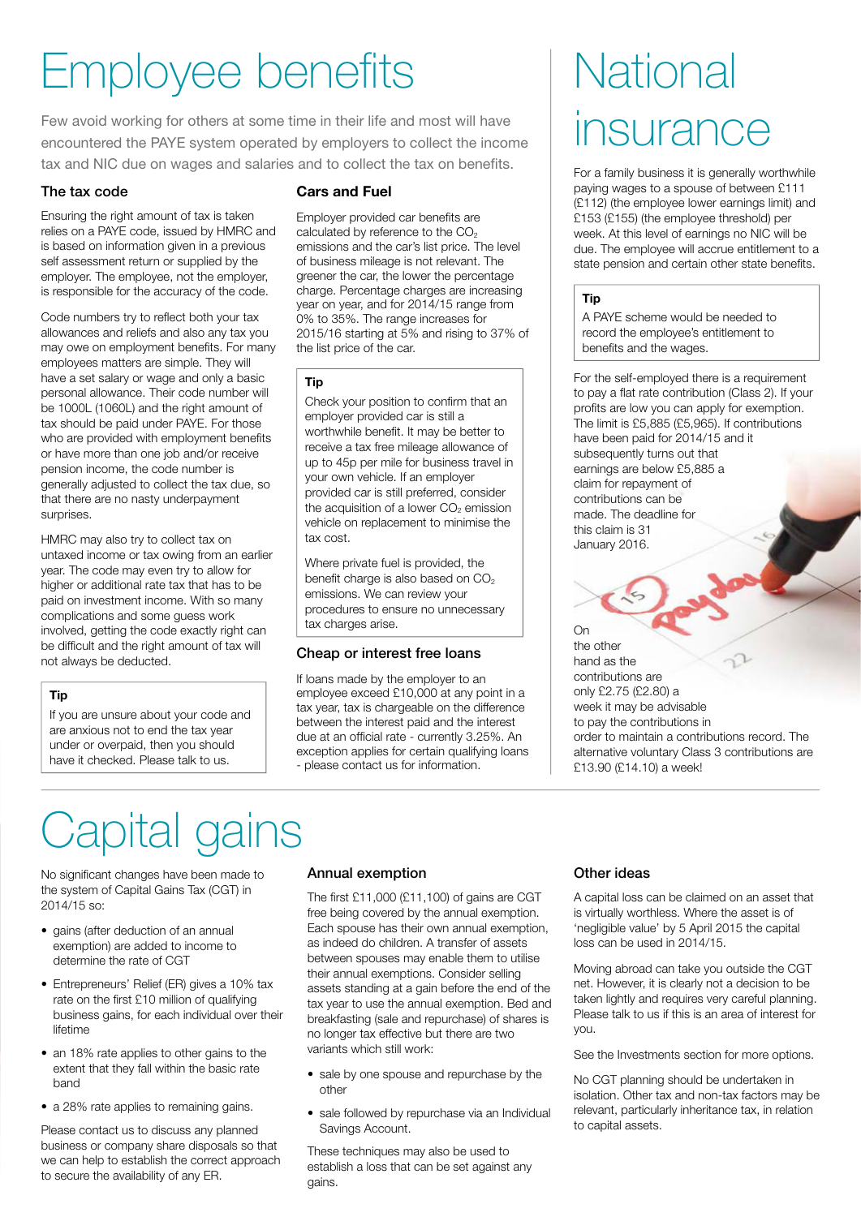# Employee benefits

Few avoid working for others at some time in their life and most will have encountered the PAYE system operated by employers to collect the income tax and NIC due on wages and salaries and to collect the tax on benefits.

## The tax code

Ensuring the right amount of tax is taken relies on a PAYE code, issued by HMRC and is based on information given in a previous self assessment return or supplied by the employer. The employee, not the employer, is responsible for the accuracy of the code.

Code numbers try to reflect both your tax allowances and reliefs and also any tax you may owe on employment benefits. For many employees matters are simple. They will have a set salary or wage and only a basic personal allowance. Their code number will be 1000L (1060L) and the right amount of tax should be paid under PAYE. For those who are provided with employment benefits or have more than one job and/or receive pension income, the code number is generally adjusted to collect the tax due, so that there are no nasty underpayment surprises.

HMRC may also try to collect tax on untaxed income or tax owing from an earlier year. The code may even try to allow for higher or additional rate tax that has to be paid on investment income. With so many complications and some guess work involved, getting the code exactly right can be difficult and the right amount of tax will not always be deducted.

**Tip**

If you are unsure about your code and are anxious not to end the tax year under or overpaid, then you should have it checked. Please talk to us.

## Cars and Fuel

Employer provided car benefits are calculated by reference to the $CO_2$ emissions and the car's list price. The level of business mileage is not relevant. The greener the car, the lower the percentage charge. Percentage charges are increasing year on year, and for 2014/15 range from 0% to 35%. The range increases for 2015/16 starting at 5% and rising to 37% of the list price of the car.

**Tip**

Check your position to confirm that an employer provided car is still a worthwhile benefit. It may be better to receive a tax free mileage allowance of up to 45p per mile for business travel in your own vehicle. If an employer provided car is still preferred, consider the acquisition of a lower $CO_2$ emission vehicle on replacement to minimise the tax cost.

Where private fuel is provided, the benefit charge is also based on $CO_2$ emissions. We can review your procedures to ensure no unnecessary tax charges arise.

## Cheap or interest free loans

If loans made by the employer to an employee exceed £10,000 at any point in a tax year, tax is chargeable on the difference between the interest paid and the interest due at an official rate - currently 3.25%. An exception applies for certain qualifying loans - please contact us for information.

# National insurance

For a family business it is generally worthwhile paying wages to a spouse of between £111 (£112) (the employee lower earnings limit) and £153 (£155) (the employee threshold) per week. At this level of earnings no NIC will be due. The employee will accrue entitlement to a state pension and certain other state benefits.

**Tip**

A PAYE scheme would be needed to record the employee's entitlement to benefits and the wages.

For the self-employed there is a requirement to pay a flat rate contribution (Class 2). If your profits are low you can apply for exemption. The limit is £5,885 (£5,965). If contributions have been paid for 2014/15 and it subsequently turns out that earnings are below £5,885 a claim for repayment of contributions can be made. The deadline for this claim is 31 January 2016.

On the other hand as the contributions are only £2.75 (£2.80) a week it may be advisable to pay the contributions in order to maintain a contributions record. The alternative voluntary Class 3 contributions are £13.90 (£14.10) a week!

# Capital gains

No significant changes have been made to the system of Capital Gains Tax (CGT) in 2014/15 so:

- gains (after deduction of an annual exemption) are added to income to determine the rate of CGT
- Entrepreneurs' Relief (ER) gives a 10% tax rate on the first £10 million of qualifying business gains, for each individual over their lifetime
- an 18% rate applies to other gains to the extent that they fall within the basic rate band
- a 28% rate applies to remaining gains.

Please contact us to discuss any planned business or company share disposals so that we can help to establish the correct approach to secure the availability of any ER.

## Annual exemption

The first £11,000 (£11,100) of gains are CGT free being covered by the annual exemption. Each spouse has their own annual exemption, as indeed do children. A transfer of assets between spouses may enable them to utilise their annual exemptions. Consider selling assets standing at a gain before the end of the tax year to use the annual exemption. Bed and breakfasting (sale and repurchase) of shares is no longer tax effective but there are two variants which still work:

- sale by one spouse and repurchase by the other
- sale followed by repurchase via an Individual Savings Account.

These techniques may also be used to establish a loss that can be set against any gains.

## Other ideas

A capital loss can be claimed on an asset that is virtually worthless. Where the asset is of 'negligible value' by 5 April 2015 the capital loss can be used in 2014/15.

Moving abroad can take you outside the CGT net. However, it is clearly not a decision to be taken lightly and requires very careful planning. Please talk to us if this is an area of interest for you.

See the Investments section for more options.

No CGT planning should be undertaken in isolation. Other tax and non-tax factors may be relevant, particularly inheritance tax, in relation to capital assets.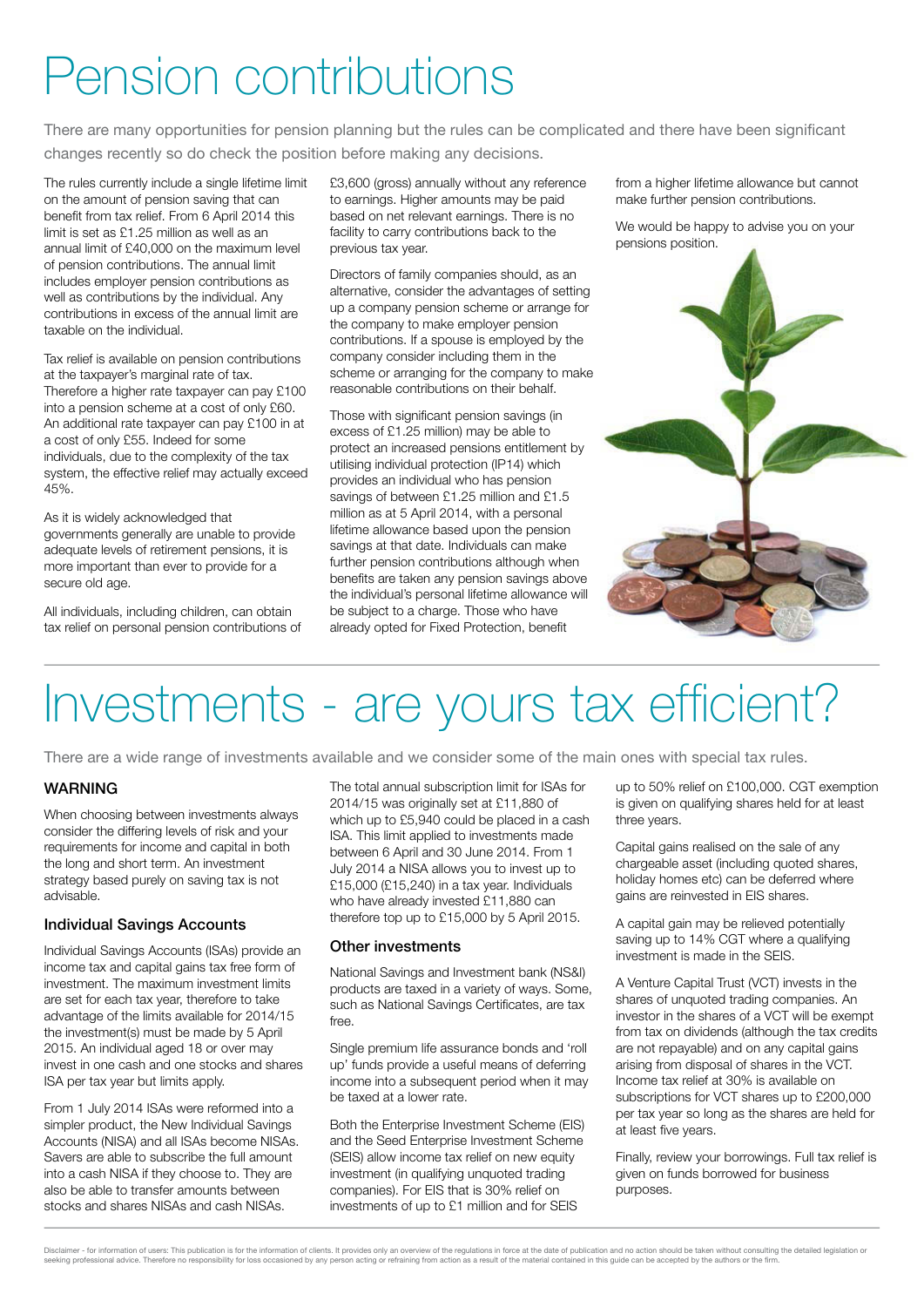# Pension contributions

There are many opportunities for pension planning but the rules can be complicated and there have been significant changes recently so do check the position before making any decisions.

The rules currently include a single lifetime limit on the amount of pension saving that can benefit from tax relief. From 6 April 2014 this limit is set as £1.25 million as well as an annual limit of £40,000 on the maximum level of pension contributions. The annual limit includes employer pension contributions as well as contributions by the individual. Any contributions in excess of the annual limit are taxable on the individual.

Tax relief is available on pension contributions at the taxpayer's marginal rate of tax. Therefore a higher rate taxpayer can pay £100 into a pension scheme at a cost of only £60. An additional rate taxpayer can pay £100 in at a cost of only £55. Indeed for some individuals, due to the complexity of the tax system, the effective relief may actually exceed 45%.

As it is widely acknowledged that governments generally are unable to provide adequate levels of retirement pensions, it is more important than ever to provide for a secure old age.

All individuals, including children, can obtain tax relief on personal pension contributions of £3,600 (gross) annually without any reference to earnings. Higher amounts may be paid based on net relevant earnings. There is no facility to carry contributions back to the previous tax year.

Directors of family companies should, as an alternative, consider the advantages of setting up a company pension scheme or arrange for the company to make employer pension contributions. If a spouse is employed by the company consider including them in the scheme or arranging for the company to make reasonable contributions on their behalf.

Those with significant pension savings (in excess of £1.25 million) may be able to protect an increased pensions entitlement by utilising individual protection (IP14) which provides an individual who has pension savings of between £1.25 million and £1.5 million as at 5 April 2014, with a personal lifetime allowance based upon the pension savings at that date. Individuals can make further pension contributions although when benefits are taken any pension savings above the individual's personal lifetime allowance will be subject to a charge. Those who have already opted for Fixed Protection, benefit from a higher lifetime allowance but cannot make further pension contributions.

We would be happy to advise you on your pensions position.

# Investments - are yours tax efficient?

There are a wide range of investments available and we consider some of the main ones with special tax rules.

### WARNING

When choosing between investments always consider the differing levels of risk and your requirements for income and capital in both the long and short term. An investment strategy based purely on saving tax is not advisable.

### Individual Savings Accounts

Individual Savings Accounts (ISAs) provide an income tax and capital gains tax free form of investment. The maximum investment limits are set for each tax year, therefore to take advantage of the limits available for 2014/15 the investment(s) must be made by 5 April 2015. An individual aged 18 or over may invest in one cash and one stocks and shares ISA per tax year but limits apply.

From 1 July 2014 ISAs were reformed into a simpler product, the New Individual Savings Accounts (NISA) and all ISAs become NISAs. Savers are able to subscribe the full amount into a cash NISA if they choose to. They are also be able to transfer amounts between stocks and shares NISAs and cash NISAs.

The total annual subscription limit for ISAs for 2014/15 was originally set at £11,880 of which up to £5,940 could be placed in a cash ISA. This limit applied to investments made between 6 April and 30 June 2014. From 1 July 2014 a NISA allows you to invest up to £15,000 (£15,240) in a tax year. Individuals who have already invested £11,880 can therefore top up to £15,000 by 5 April 2015.

### Other investments

National Savings and Investment bank (NS&I) products are taxed in a variety of ways. Some, such as National Savings Certificates, are tax free.

Single premium life assurance bonds and 'roll up' funds provide a useful means of deferring income into a subsequent period when it may be taxed at a lower rate.

Both the Enterprise Investment Scheme (EIS) and the Seed Enterprise Investment Scheme (SEIS) allow income tax relief on new equity investment (in qualifying unquoted trading companies). For EIS that is 30% relief on investments of up to £1 million and for SEIS up to 50% relief on £100,000. CGT exemption is given on qualifying shares held for at least three years.

Capital gains realised on the sale of any chargeable asset (including quoted shares, holiday homes etc) can be deferred where gains are reinvested in EIS shares.

A capital gain may be relieved potentially saving up to 14% CGT where a qualifying investment is made in the SEIS.

A Venture Capital Trust (VCT) invests in the shares of unquoted trading companies. An investor in the shares of a VCT will be exempt from tax on dividends (although the tax credits are not repayable) and on any capital gains arising from disposal of shares in the VCT. Income tax relief at 30% is available on subscriptions for VCT shares up to £200,000 per tax year so long as the shares are held for at least five years.

Finally, review your borrowings. Full tax relief is given on funds borrowed for business purposes.

Disclaimer - for information of users: This publication is for the information of clients. It provides only an overview of the regulations in force at the date of publication and no action should be taken without consulting the detailed legislation or seeking professional advice. Therefore no responsibility for loss occasioned by any person acting or refraining from action as a result of the material contained in this guide can be accepted by the authors or the firm.